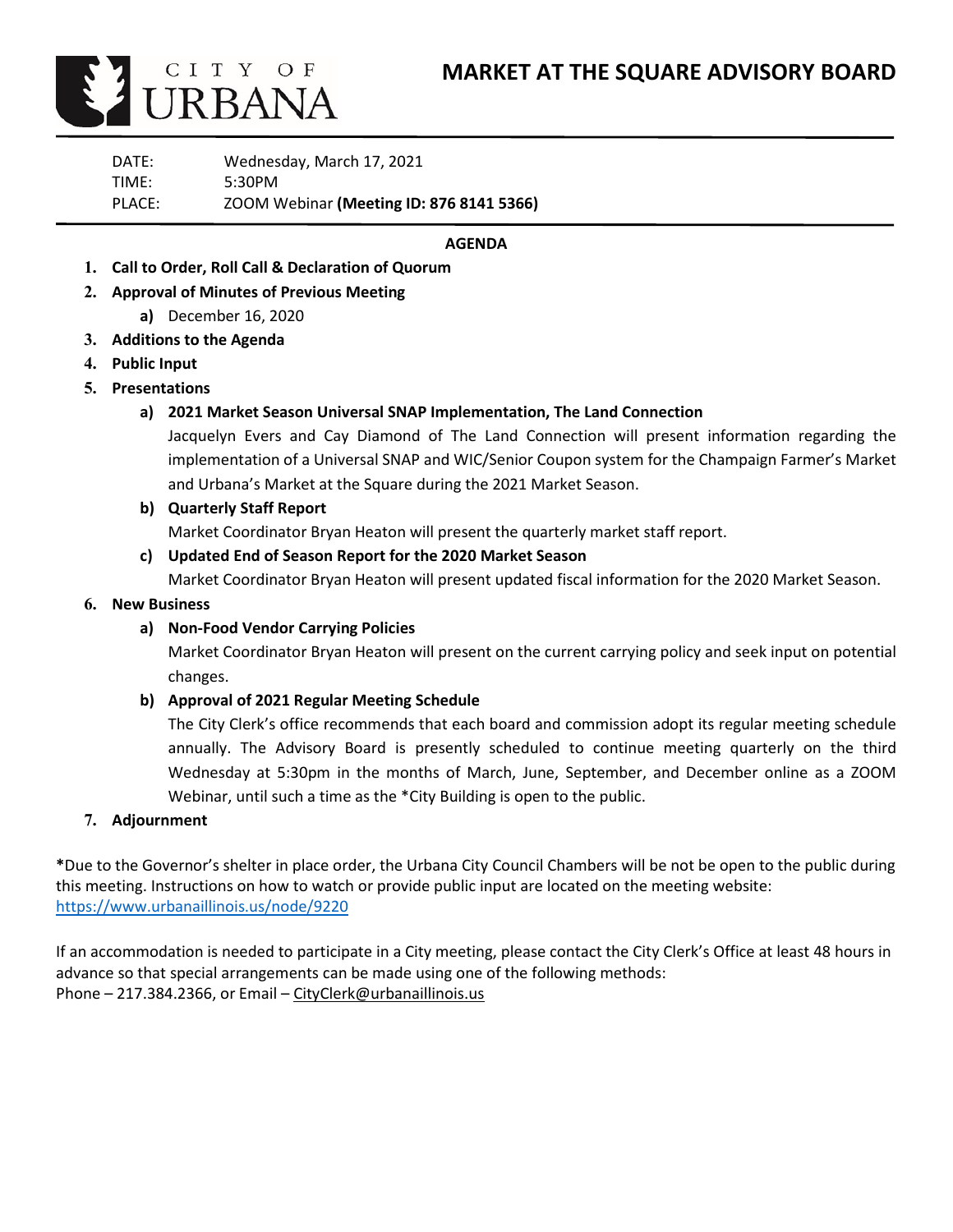CITY OF URBANA

# MARKET AT THE SQUARE ADVISORY BOARD

DATE: Wednesday, March 17, 2021
TIME: 5:30PM
PLACE: ZOOM Webinar **(Meeting ID: 876 8141 5366)**

**AGENDA**

1. **Call to Order, Roll Call & Declaration of Quorum**
2. **Approval of Minutes of Previous Meeting**
   a) December 16, 2020
3. **Additions to the Agenda**
4. **Public Input**
5. **Presentations**
   a) **2021 Market Season Universal SNAP Implementation, The Land Connection**
   Jacquelyn Evers and Cay Diamond of The Land Connection will present information regarding the implementation of a Universal SNAP and WIC/Senior Coupon system for the Champaign Farmer's Market and Urbana's Market at the Square during the 2021 Market Season.
   b) **Quarterly Staff Report**
   Market Coordinator Bryan Heaton will present the quarterly market staff report.
   c) **Updated End of Season Report for the 2020 Market Season**
   Market Coordinator Bryan Heaton will present updated fiscal information for the 2020 Market Season.
6. **New Business**
   a) **Non-Food Vendor Carrying Policies**
   Market Coordinator Bryan Heaton will present on the current carrying policy and seek input on potential changes.
   b) **Approval of 2021 Regular Meeting Schedule**
   The City Clerk's office recommends that each board and commission adopt its regular meeting schedule annually. The Advisory Board is presently scheduled to continue meeting quarterly on the third Wednesday at 5:30pm in the months of March, June, September, and December online as a ZOOM Webinar, until such a time as the *City Building is open to the public.
7. **Adjournment**

**\***Due to the Governor's shelter in place order, the Urbana City Council Chambers will be not be open to the public during this meeting. Instructions on how to watch or provide public input are located on the meeting website: https://www.urbanaillinois.us/node/9220

If an accommodation is needed to participate in a City meeting, please contact the City Clerk's Office at least 48 hours in advance so that special arrangements can be made using one of the following methods:
Phone – 217.384.2366, or Email – CityClerk@urbanaillinois.us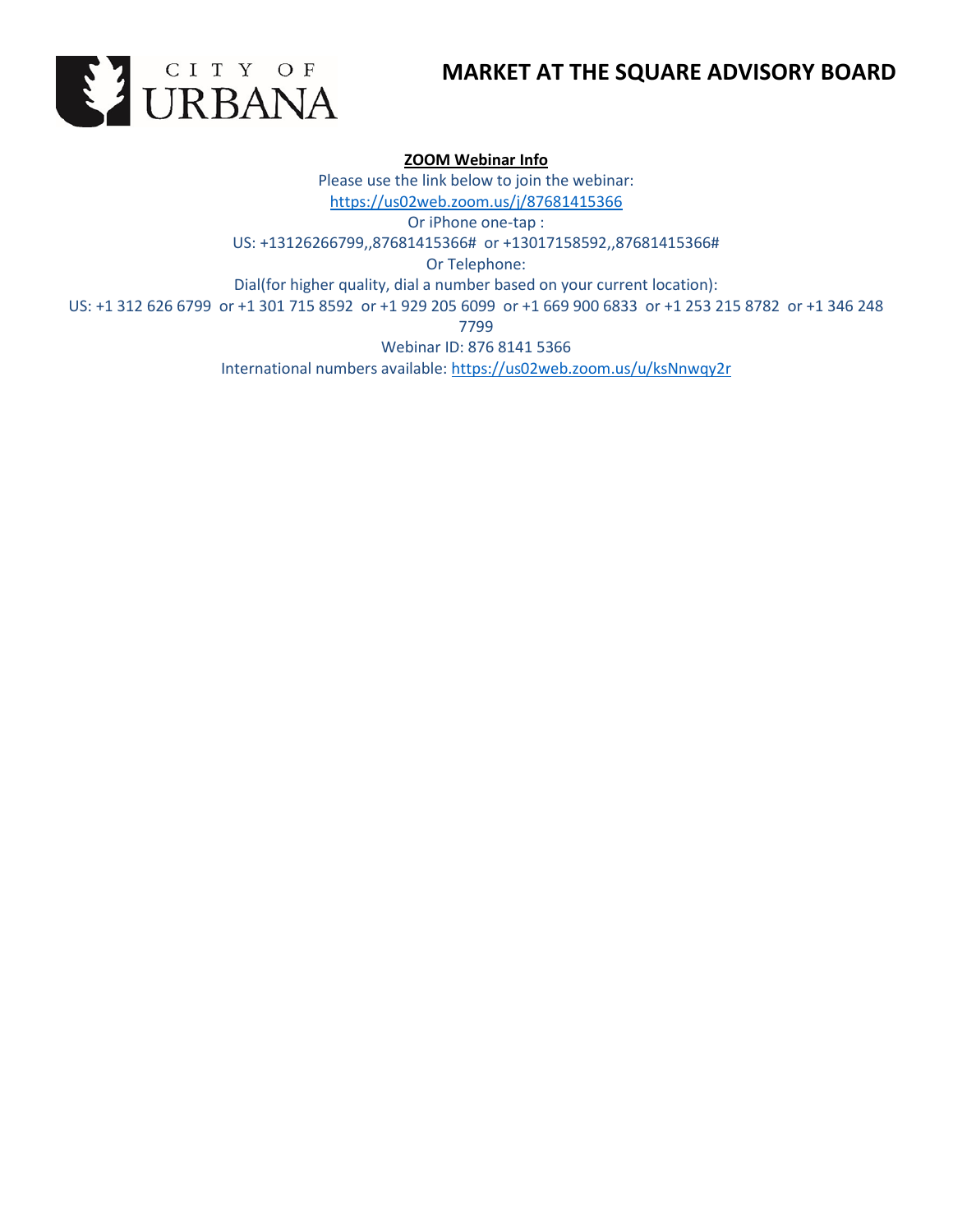CITY OF URBANA

# MARKET AT THE SQUARE ADVISORY BOARD

**ZOOM Webinar Info**

Please use the link below to join the webinar:
https://us02web.zoom.us/j/87681415366

Or iPhone one-tap :
US: +13126266799,,87681415366# or +13017158592,,87681415366#

Or Telephone:
Dial(for higher quality, dial a number based on your current location):
US: +1 312 626 6799 or +1 301 715 8592 or +1 929 205 6099 or +1 669 900 6833 or +1 253 215 8782 or +1 346 248 7799

Webinar ID: 876 8141 5366

International numbers available: https://us02web.zoom.us/u/ksNnwqy2r